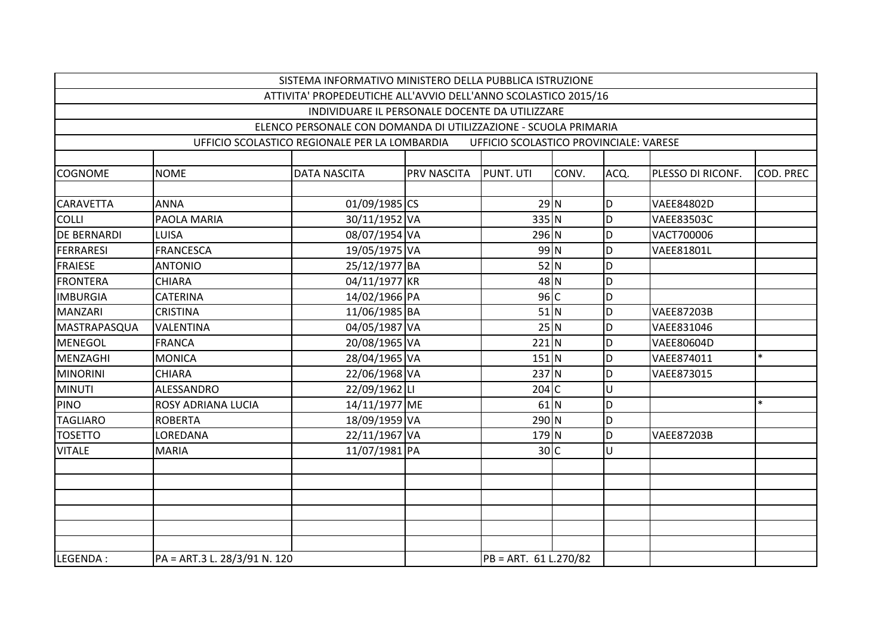| SISTEMA INFORMATIVO MINISTERO DELLA PUBBLICA ISTRUZIONE | | | | | | | | |
|---|---|---|---|---|---|---|---|---|
| ATTIVITA' PROPEDEUTICHE ALL'AVVIO DELL'ANNO SCOLASTICO 2015/16 | | | | | | | | |
| INDIVIDUARE IL PERSONALE DOCENTE DA UTILIZZARE | | | | | | | | |
| ELENCO PERSONALE CON DOMANDA DI UTILIZZAZIONE - SCUOLA PRIMARIA | | | | | | | | |
| UFFICIO SCOLASTICO REGIONALE PER LA LOMBARDIA UFFICIO SCOLASTICO PROVINCIALE: VARESE | | | | | | | | |
| COGNOME | NOME | DATA NASCITA | PRV NASCITA | PUNT. UTI | CONV. | ACQ. | PLESSO DI RICONF. | COD. PREC |
| CARAVETTA | ANNA | 01/09/1985 | CS | 29 | N | D | VAEE84802D | |
| COLLI | PAOLA MARIA | 30/11/1952 | VA | 335 | N | D | VAEE83503C | |
| DE BERNARDI | LUISA | 08/07/1954 | VA | 296 | N | D | VACT700006 | |
| FERRARESI | FRANCESCA | 19/05/1975 | VA | 99 | N | D | VAEE81801L | |
| FRAIESE | ANTONIO | 25/12/1977 | BA | 52 | N | D | | |
| FRONTERA | CHIARA | 04/11/1977 | KR | 48 | N | D | | |
| IMBURGIA | CATERINA | 14/02/1966 | PA | 96 | C | D | | |
| MANZARI | CRISTINA | 11/06/1985 | BA | 51 | N | D | VAEE87203B | |
| MASTRAPASQUA | VALENTINA | 04/05/1987 | VA | 25 | N | D | VAEE831046 | |
| MENEGOL | FRANCA | 20/08/1965 | VA | 221 | N | D | VAEE80604D | |
| MENZAGHI | MONICA | 28/04/1965 | VA | 151 | N | D | VAEE874011 | * |
| MINORINI | CHIARA | 22/06/1968 | VA | 237 | N | D | VAEE873015 | |
| MINUTI | ALESSANDRO | 22/09/1962 | LI | 204 | C | U | | |
| PINO | ROSY ADRIANA LUCIA | 14/11/1977 | ME | 61 | N | D | | * |
| TAGLIARO | ROBERTA | 18/09/1959 | VA | 290 | N | D | | |
| TOSETTO | LOREDANA | 22/11/1967 | VA | 179 | N | D | VAEE87203B | |
| VITALE | MARIA | 11/07/1981 | PA | 30 | C | U | | |
| LEGENDA : | PA = ART.3 L. 28/3/91 N. 120 | | | PB = ART. 61 L.270/82 | | | | |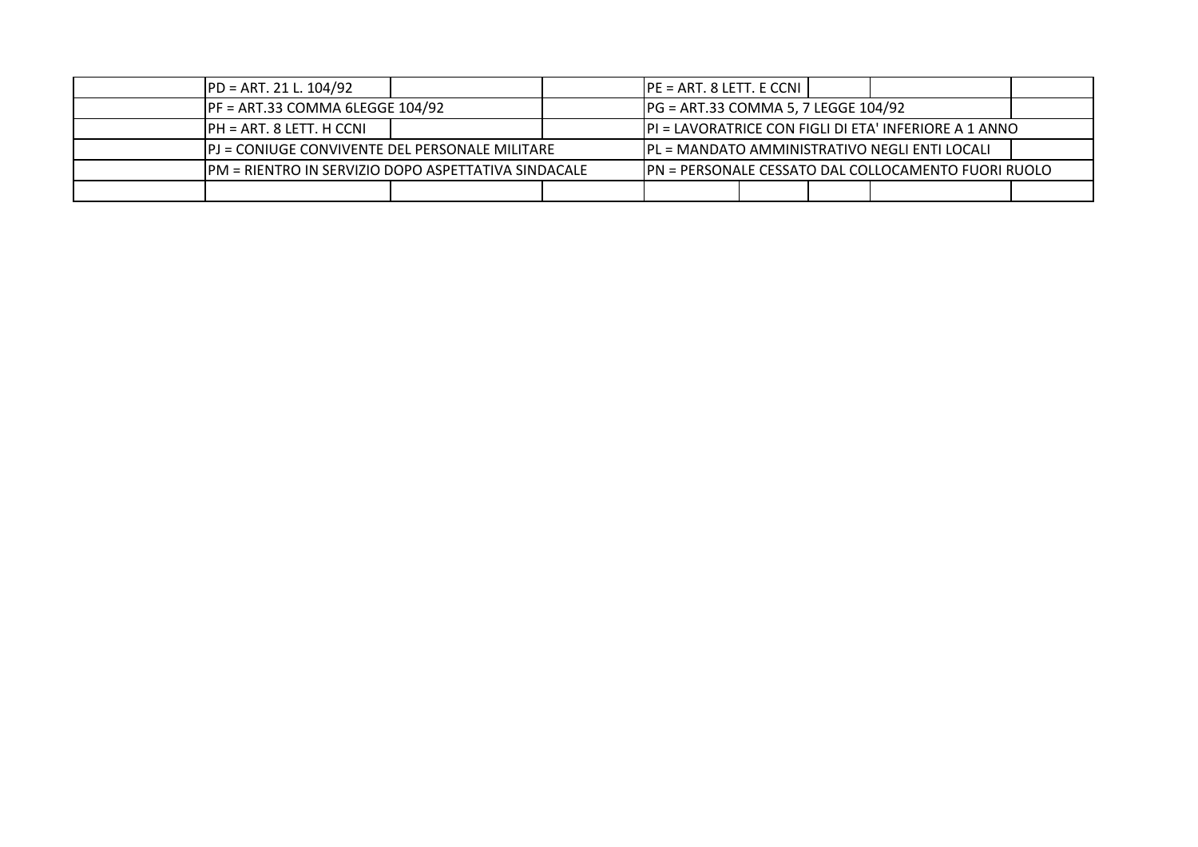| | | | | | | | | |
|---|---|---|---|---|---|---|---|---|
| | PD = ART. 21 L. 104/92 | | | PE = ART. 8 LETT. E CCNI | | | | |
| | PF = ART.33 COMMA 6LEGGE 104/92 | | | PG = ART.33 COMMA 5, 7 LEGGE 104/92 | | | | |
| | PH = ART. 8 LETT. H CCNI | | | PI = LAVORATRICE CON FIGLI DI ETA' INFERIORE A 1 ANNO | | | | |
| | PJ = CONIUGE CONVIVENTE DEL PERSONALE MILITARE | | | PL = MANDATO AMMINISTRATIVO NEGLI ENTI LOCALI | | | | |
| | PM = RIENTRO IN SERVIZIO DOPO ASPETTATIVA SINDACALE | | | PN = PERSONALE CESSATO DAL COLLOCAMENTO FUORI RUOLO | | | | |
| | | | | | | | | |